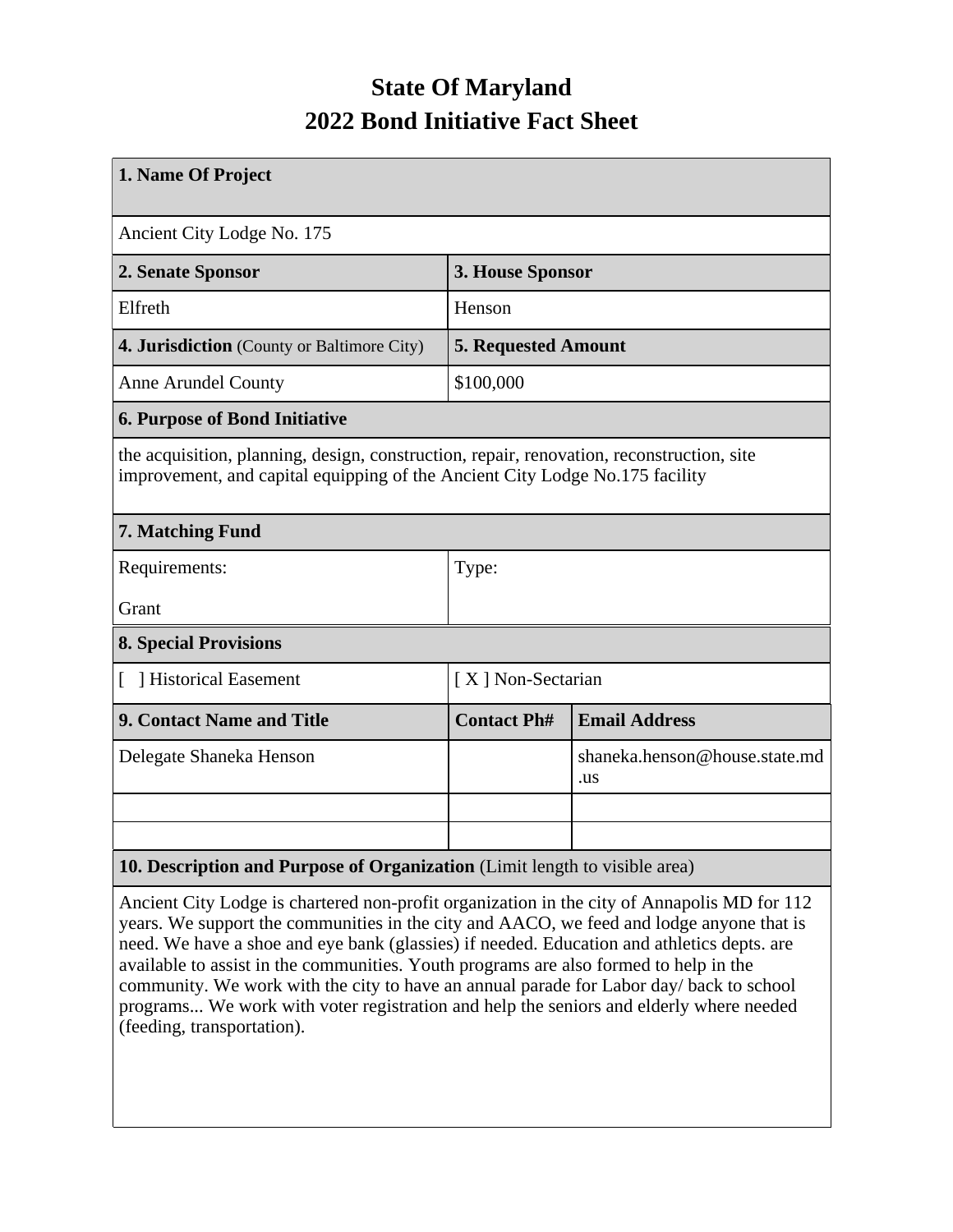# State Of Maryland
# 2022 Bond Initiative Fact Sheet

| **1. Name Of Project** | | |
|---|---|---|
| Ancient City Lodge No. 175 | | |
| **2. Senate Sponsor** | **3. House Sponsor** | |
| Elfreth | Henson | |
| **4. Jurisdiction** (County or Baltimore City) | **5. Requested Amount** | |
| Anne Arundel County | $100,000 | |
| **6. Purpose of Bond Initiative** | | |
| the acquisition, planning, design, construction, repair, renovation, reconstruction, site improvement, and capital equipping of the Ancient City Lodge No.175 facility | | |
| **7. Matching Fund** | | |
| Requirements:<br><br>Grant | Type: | |
| **8. Special Provisions** | | |
| [ ] Historical Easement | [ X ] Non-Sectarian | |
| **9. Contact Name and Title** | **Contact Ph#** | **Email Address** |
| Delegate Shaneka Henson | | shaneka.henson@house.state.md.us |
| | | |
| | | |
| **10. Description and Purpose of Organization** (Limit length to visible area) | | |
| Ancient City Lodge is chartered non-profit organization in the city of Annapolis MD for 112 years. We support the communities in the city and AACO, we feed and lodge anyone that is need. We have a shoe and eye bank (glassies) if needed. Education and athletics depts. are available to assist in the communities. Youth programs are also formed to help in the community. We work with the city to have an annual parade for Labor day/ back to school programs... We work with voter registration and help the seniors and elderly where needed (feeding, transportation). | | |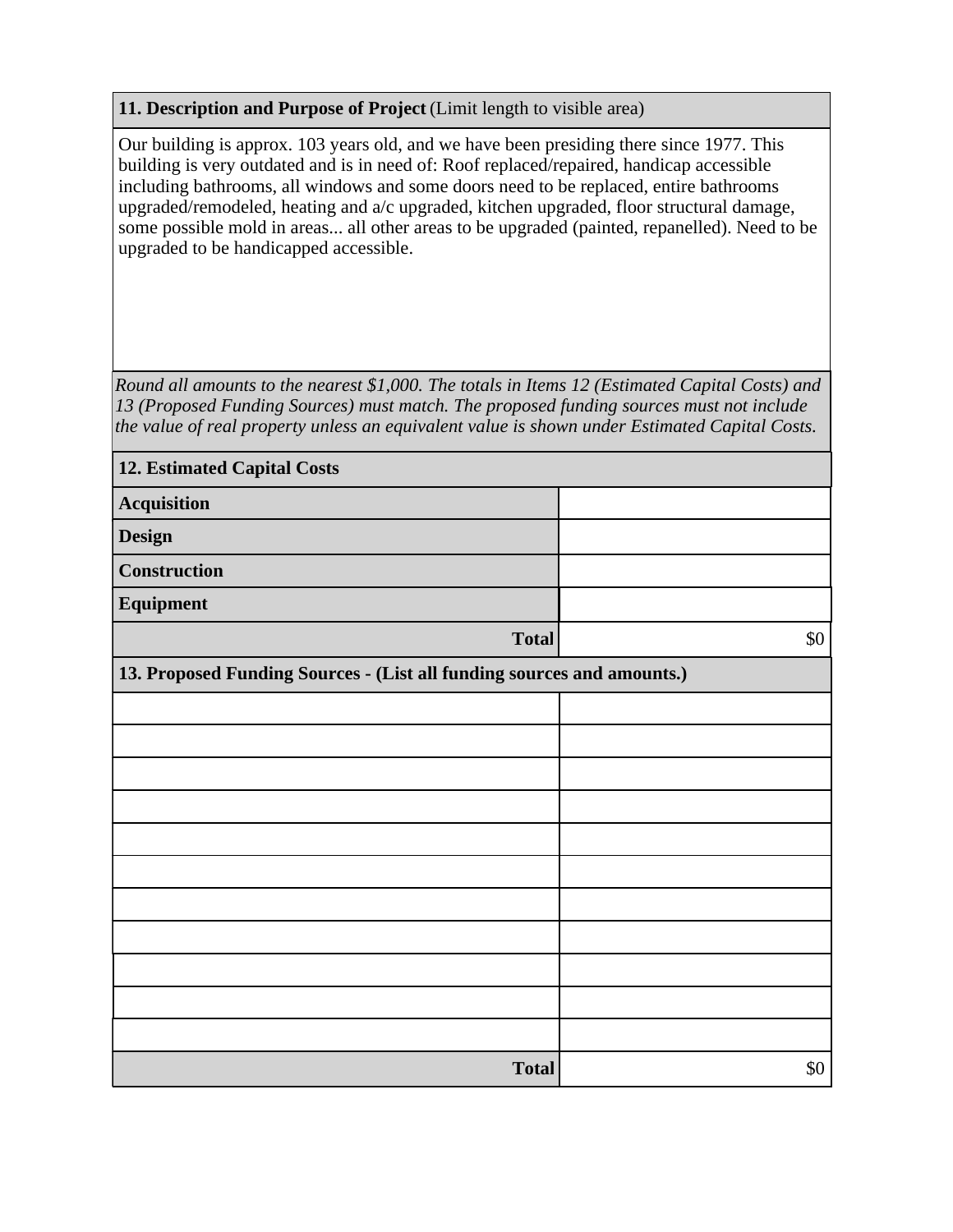**11. Description and Purpose of Project** (Limit length to visible area)

Our building is approx. 103 years old, and we have been presiding there since 1977. This building is very outdated and is in need of: Roof replaced/repaired, handicap accessible including bathrooms, all windows and some doors need to be replaced, entire bathrooms upgraded/remodeled, heating and a/c upgraded, kitchen upgraded, floor structural damage, some possible mold in areas... all other areas to be upgraded (painted, repanelled). Need to be upgraded to be handicapped accessible.

*Round all amounts to the nearest $1,000. The totals in Items 12 (Estimated Capital Costs) and 13 (Proposed Funding Sources) must match. The proposed funding sources must not include the value of real property unless an equivalent value is shown under Estimated Capital Costs.*

| **12. Estimated Capital Costs** | |
|---|---|
| **Acquisition** | |
| **Design** | |
| **Construction** | |
| **Equipment** | |
| **Total** | $0 |

| **13. Proposed Funding Sources - (List all funding sources and amounts.)** | |
|---|---|
| | |
| | |
| | |
| | |
| | |
| | |
| | |
| | |
| | |
| | |
| | |
| **Total** | $0 |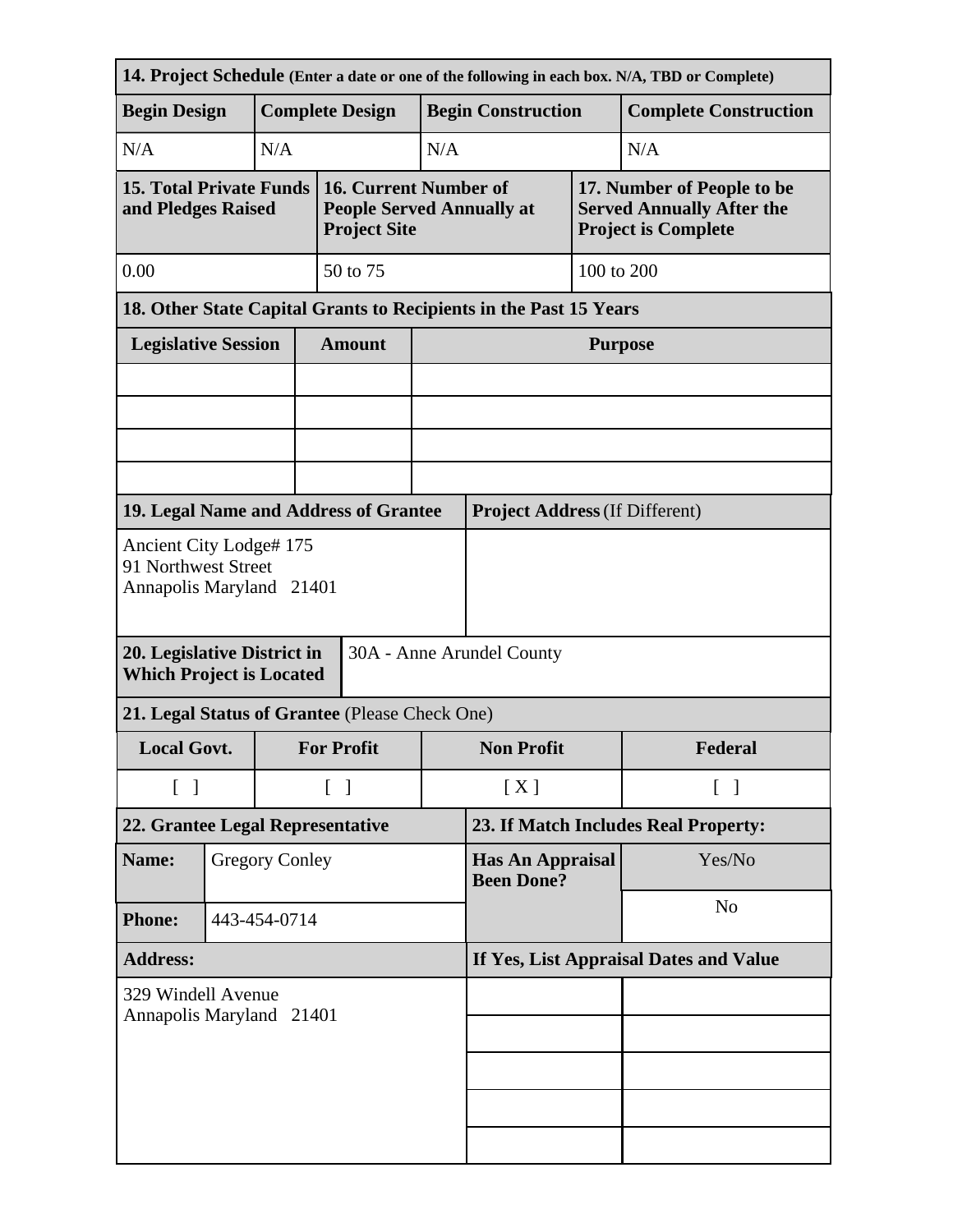| **14. Project Schedule** (Enter a date or one of the following in each box. N/A, TBD or Complete) | | | |
|---|---|---|---|
| **Begin Design** | **Complete Design** | **Begin Construction** | **Complete Construction** |
| N/A | N/A | N/A | N/A |

| **15. Total Private Funds and Pledges Raised** | **16. Current Number of People Served Annually at Project Site** | **17. Number of People to be Served Annually After the Project is Complete** |
|---|---|---|
| 0.00 | 50 to 75 | 100 to 200 |

| **18. Other State Capital Grants to Recipients in the Past 15 Years** | | |
|---|---|---|
| **Legislative Session** | **Amount** | **Purpose** |
| | | |
| | | |
| | | |
| | | |

| **19. Legal Name and Address of Grantee** | **Project Address** (If Different) |
|---|---|
| Ancient City Lodge# 175<br>91 Northwest Street<br>Annapolis Maryland 21401 | |

| **20. Legislative District in Which Project is Located** | 30A - Anne Arundel County |
|---|---|

| **21. Legal Status of Grantee** (Please Check One) | | | |
|---|---|---|---|
| **Local Govt.** | **For Profit** | **Non Profit** | **Federal** |
| [ ] | [ ] | [ X ] | [ ] |

| **22. Grantee Legal Representative** | | **23. If Match Includes Real Property:** | |
|---|---|---|---|
| **Name:** | Gregory Conley | **Has An Appraisal Been Done?** | Yes/No |
| **Phone:** | 443-454-0714 | | No |
| **Address:** | | **If Yes, List Appraisal Dates and Value** | |
| 329 Windell Avenue<br>Annapolis Maryland 21401 | | | |
| | | | |
| | | | |
| | | | |
| | | | |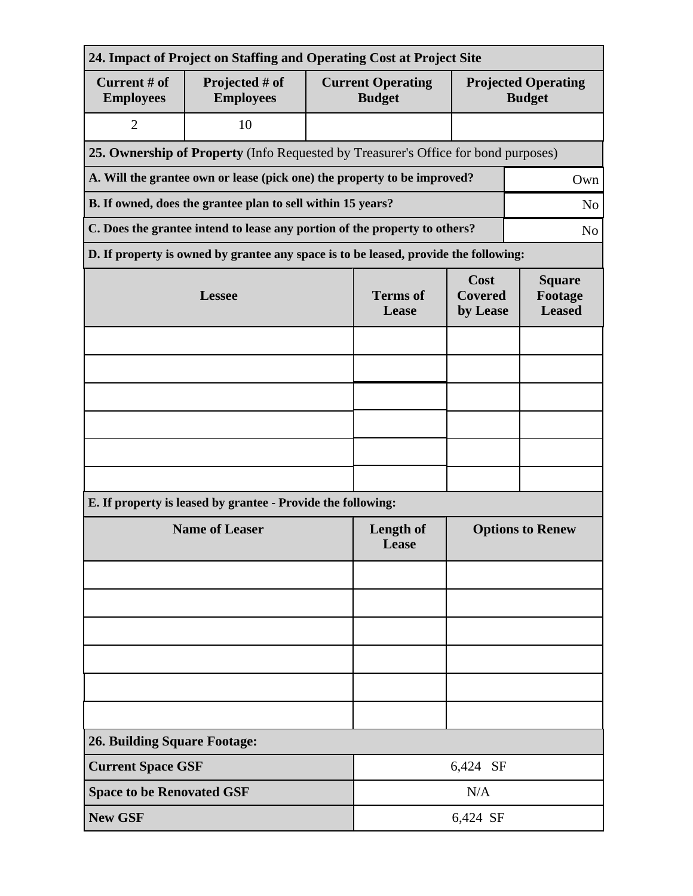**24. Impact of Project on Staffing and Operating Cost at Project Site**

| Current # of Employees | Projected # of Employees | Current Operating Budget | Projected Operating Budget |
|---|---|---|---|
| 2 | 10 | | |

**25. Ownership of Property** (Info Requested by Treasurer's Office for bond purposes)

| | |
|---|---|
| **A. Will the grantee own or lease (pick one) the property to be improved?** | Own |
| **B. If owned, does the grantee plan to sell within 15 years?** | No |
| **C. Does the grantee intend to lease any portion of the property to others?** | No |

**D. If property is owned by grantee any space is to be leased, provide the following:**

| Lessee | Terms of Lease | Cost Covered by Lease | Square Footage Leased |
|---|---|---|---|
| | | | |
| | | | |
| | | | |
| | | | |
| | | | |
| | | | |

**E. If property is leased by grantee - Provide the following:**

| Name of Leaser | Length of Lease | Options to Renew |
|---|---|---|
| | | |
| | | |
| | | |
| | | |
| | | |
| | | |

**26. Building Square Footage:**

| | |
|---|---|
| **Current Space GSF** | 6,424 SF |
| **Space to be Renovated GSF** | N/A |
| **New GSF** | 6,424 SF |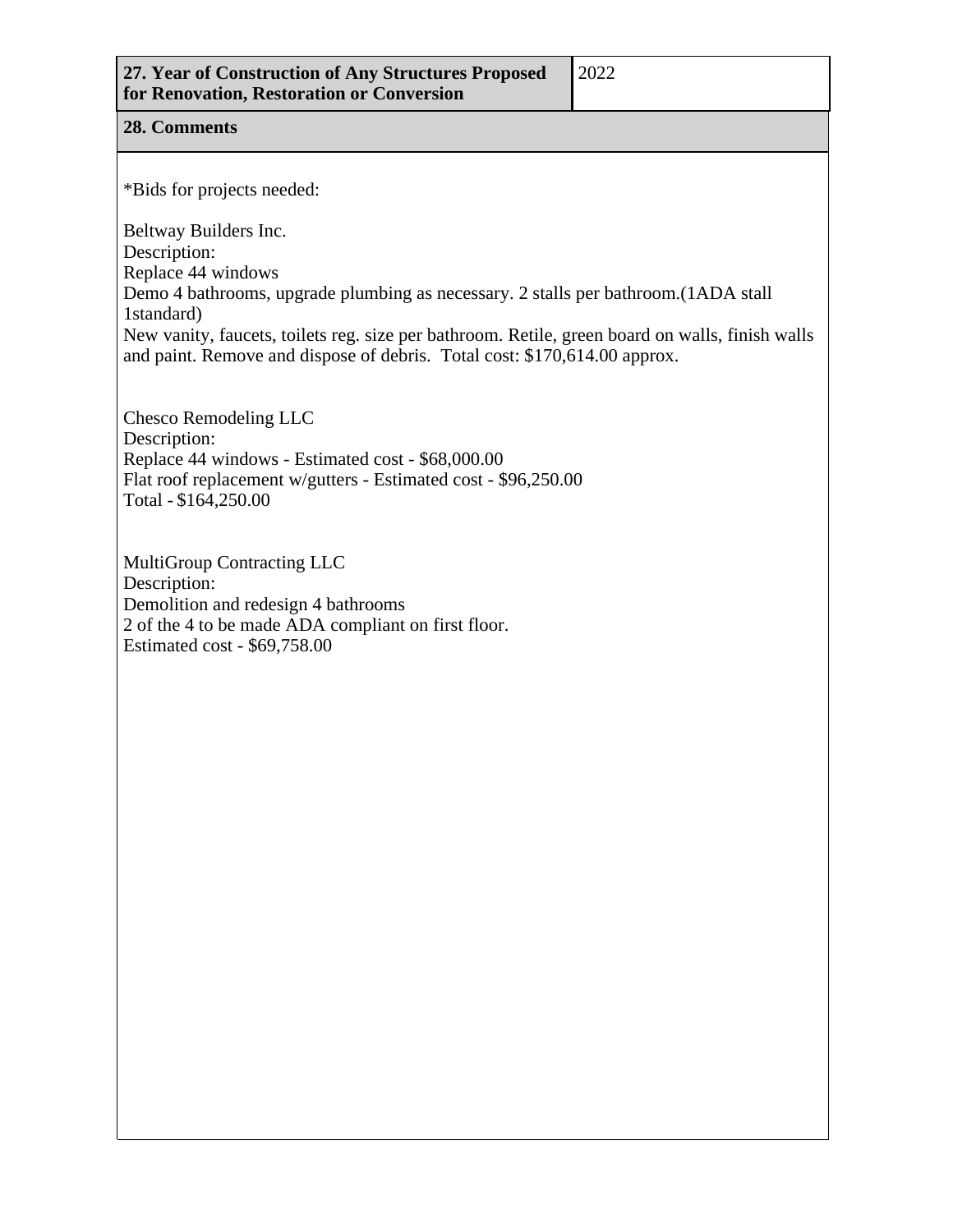| 27. Year of Construction of Any Structures Proposed for Renovation, Restoration or Conversion | 2022 |
| --- | --- |

**28. Comments**

*Bids for projects needed:

Beltway Builders Inc.
Description:
Replace 44 windows
Demo 4 bathrooms, upgrade plumbing as necessary. 2 stalls per bathroom.(1ADA stall 1standard)
New vanity, faucets, toilets reg. size per bathroom. Retile, green board on walls, finish walls and paint. Remove and dispose of debris.  Total cost: $170,614.00 approx.

Chesco Remodeling LLC
Description:
Replace 44 windows - Estimated cost - $68,000.00
Flat roof replacement w/gutters - Estimated cost - $96,250.00
Total - $164,250.00

MultiGroup Contracting LLC
Description:
Demolition and redesign 4 bathrooms
2 of the 4 to be made ADA compliant on first floor.
Estimated cost - $69,758.00